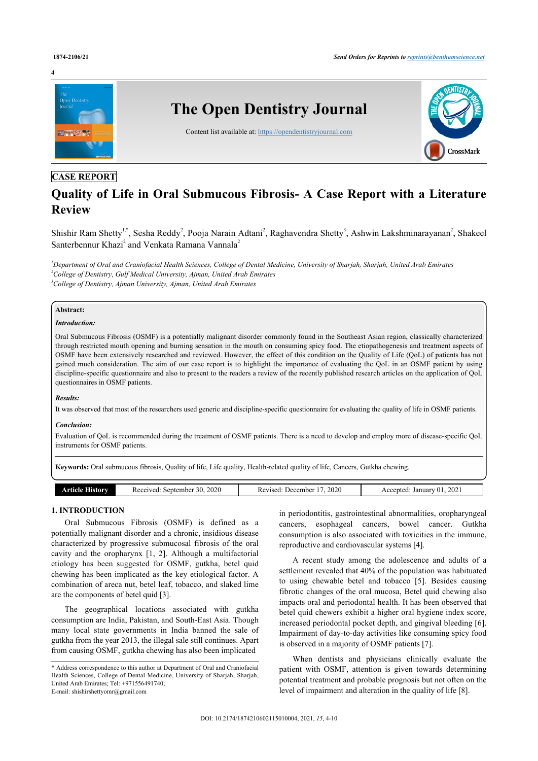CASE REPORT

# Quality of Life in Oral Submucous Fibrosis- A Case Report with a Literature Review

Shishir Ram Shetty[1,*], Sesha Reddy[2], Pooja Narain Adtani[2], Raghavendra Shetty[3], Ashwin Lakshminarayanan[2], Shakeel Santerbennur Khazi[2] and Venkata Ramana Vannala[2]

[1]*Department of Oral and Craniofacial Health Sciences, College of Dental Medicine, University of Sharjah, Sharjah, United Arab Emirates*
[2]*College of Dentistry, Gulf Medical University, Ajman, United Arab Emirates*
[3]*College of Dentistry, Ajman University, Ajman, United Arab Emirates*

**Abstract:**

***Introduction:***

Oral Submucous Fibrosis (OSMF) is a potentially malignant disorder commonly found in the Southeast Asian region, classically characterized through restricted mouth opening and burning sensation in the mouth on consuming spicy food. The etiopathogenesis and treatment aspects of OSMF have been extensively researched and reviewed. However, the effect of this condition on the Quality of Life (QoL) of patients has not gained much consideration. The aim of our case report is to highlight the importance of evaluating the QoL in an OSMF patient by using discipline-specific questionnaire and also to present to the readers a review of the recently published research articles on the application of QoL questionnaires in OSMF patients.

***Results:***

It was observed that most of the researchers used generic and discipline-specific questionnaire for evaluating the quality of life in OSMF patients.

***Conclusion:***

Evaluation of QoL is recommended during the treatment of OSMF patients. There is a need to develop and employ more of disease-specific QoL instruments for OSMF patients.

**Keywords:** Oral submucous fibrosis, Quality of life, Life quality, Health-related quality of life, Cancers, Gutkha chewing.

| Article History | Received: September 30, 2020 | Revised: December 17, 2020 | Accepted: January 01, 2021 |
|---|---|---|---|

## 1. INTRODUCTION

Oral Submucous Fibrosis (OSMF) is defined as a potentially malignant disorder and a chronic, insidious disease characterized by progressive submucosal fibrosis of the oral cavity and the oropharynx [1, 2]. Although a multifactorial etiology has been suggested for OSMF, gutkha, betel quid chewing has been implicated as the key etiological factor. A combination of areca nut, betel leaf, tobacco, and slaked lime are the components of betel quid [3].

The geographical locations associated with gutkha consumption are India, Pakistan, and South-East Asia. Though many local state governments in India banned the sale of gutkha from the year 2013, the illegal sale still continues. Apart from causing OSMF, gutkha chewing has also been implicated in periodontitis, gastrointestinal abnormalities, oropharyngeal cancers, esophageal cancers, bowel cancer. Gutkha consumption is also associated with toxicities in the immune, reproductive and cardiovascular systems [4].

A recent study among the adolescence and adults of a settlement revealed that 40% of the population was habituated to using chewable betel and tobacco [5]. Besides causing fibrotic changes of the oral mucosa, Betel quid chewing also impacts oral and periodontal health. It has been observed that betel quid chewers exhibit a higher oral hygiene index score, increased periodontal pocket depth, and gingival bleeding [6]. Impairment of day-to-day activities like consuming spicy food is observed in a majority of OSMF patients [7].

When dentists and physicians clinically evaluate the patient with OSMF, attention is given towards determining potential treatment and probable prognosis but not often on the level of impairment and alteration in the quality of life [8].

* Address correspondence to this author at Department of Oral and Craniofacial Health Sciences, College of Dental Medicine, University of Sharjah, Sharjah, United Arab Emirates; Tel: +971556491740;
E-mail: shishirshettyomr@gmail.com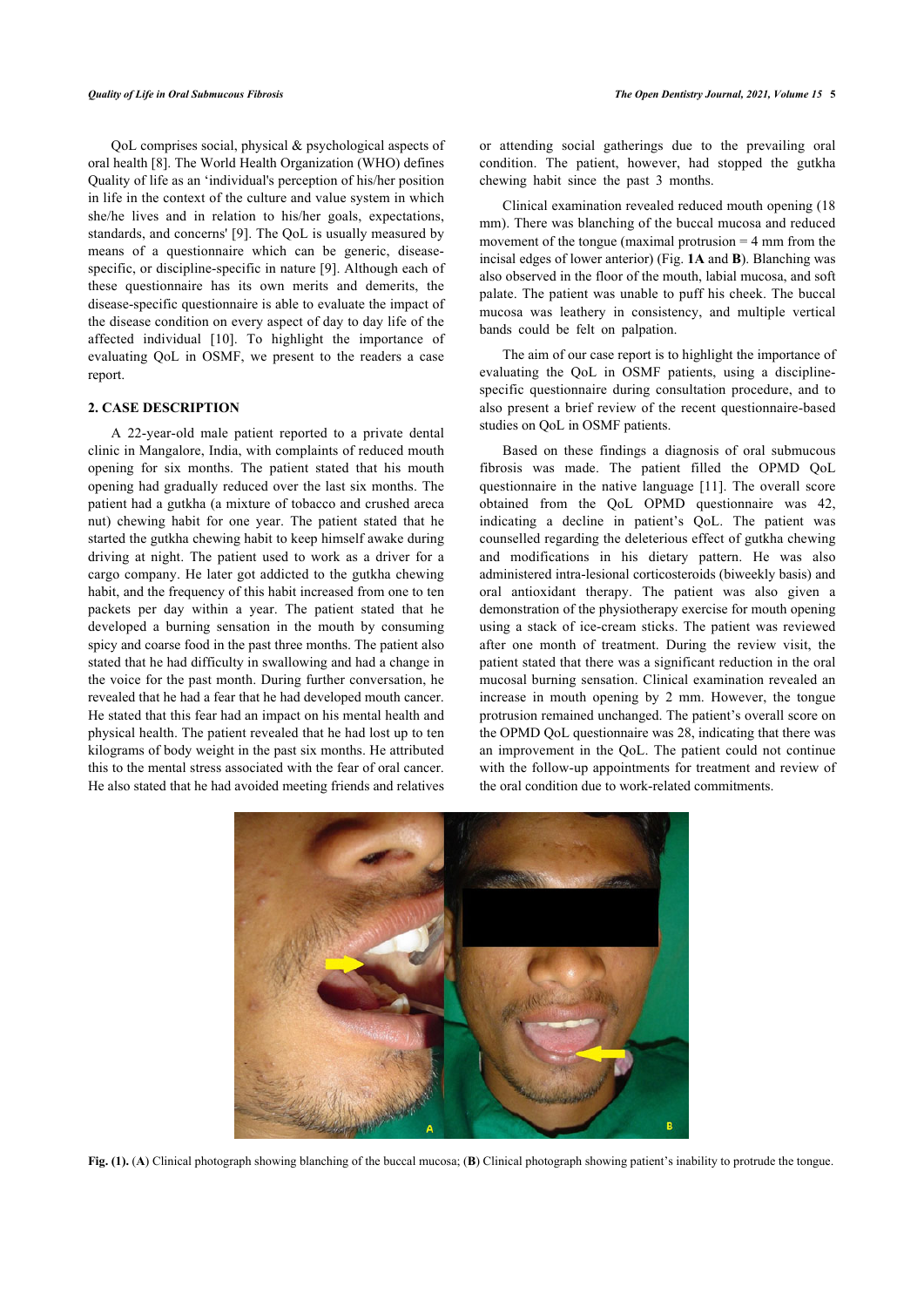QoL comprises social, physical & psychological aspects of oral health [8]. The World Health Organization (WHO) defines Quality of life as an 'individual's perception of his/her position in life in the context of the culture and value system in which she/he lives and in relation to his/her goals, expectations, standards, and concerns' [9]. The QoL is usually measured by means of a questionnaire which can be generic, disease-specific, or discipline-specific in nature [9]. Although each of these questionnaire has its own merits and demerits, the disease-specific questionnaire is able to evaluate the impact of the disease condition on every aspect of day to day life of the affected individual [10]. To highlight the importance of evaluating QoL in OSMF, we present to the readers a case report.

## 2. CASE DESCRIPTION

A 22-year-old male patient reported to a private dental clinic in Mangalore, India, with complaints of reduced mouth opening for six months. The patient stated that his mouth opening had gradually reduced over the last six months. The patient had a gutkha (a mixture of tobacco and crushed areca nut) chewing habit for one year. The patient stated that he started the gutkha chewing habit to keep himself awake during driving at night. The patient used to work as a driver for a cargo company. He later got addicted to the gutkha chewing habit, and the frequency of this habit increased from one to ten packets per day within a year. The patient stated that he developed a burning sensation in the mouth by consuming spicy and coarse food in the past three months. The patient also stated that he had difficulty in swallowing and had a change in the voice for the past month. During further conversation, he revealed that he had a fear that he had developed mouth cancer. He stated that this fear had an impact on his mental health and physical health. The patient revealed that he had lost up to ten kilograms of body weight in the past six months. He attributed this to the mental stress associated with the fear of oral cancer. He also stated that he had avoided meeting friends and relatives or attending social gatherings due to the prevailing oral condition. The patient, however, had stopped the gutkha chewing habit since the past 3 months.

Clinical examination revealed reduced mouth opening (18 mm). There was blanching of the buccal mucosa and reduced movement of the tongue (maximal protrusion = 4 mm from the incisal edges of lower anterior) (Fig. **1A** and **B**). Blanching was also observed in the floor of the mouth, labial mucosa, and soft palate. The patient was unable to puff his cheek. The buccal mucosa was leathery in consistency, and multiple vertical bands could be felt on palpation.

The aim of our case report is to highlight the importance of evaluating the QoL in OSMF patients, using a discipline-specific questionnaire during consultation procedure, and to also present a brief review of the recent questionnaire-based studies on QoL in OSMF patients.

Based on these findings a diagnosis of oral submucous fibrosis was made. The patient filled the OPMD QoL questionnaire in the native language [11]. The overall score obtained from the QoL OPMD questionnaire was 42, indicating a decline in patient's QoL. The patient was counselled regarding the deleterious effect of gutkha chewing and modifications in his dietary pattern. He was also administered intra-lesional corticosteroids (biweekly basis) and oral antioxidant therapy. The patient was also given a demonstration of the physiotherapy exercise for mouth opening using a stack of ice-cream sticks. The patient was reviewed after one month of treatment. During the review visit, the patient stated that there was a significant reduction in the oral mucosal burning sensation. Clinical examination revealed an increase in mouth opening by 2 mm. However, the tongue protrusion remained unchanged. The patient's overall score on the OPMD QoL questionnaire was 28, indicating that there was an improvement in the QoL. The patient could not continue with the follow-up appointments for treatment and review of the oral condition due to work-related commitments.

**Fig. (1).** (**A**) Clinical photograph showing blanching of the buccal mucosa; (**B**) Clinical photograph showing patient's inability to protrude the tongue.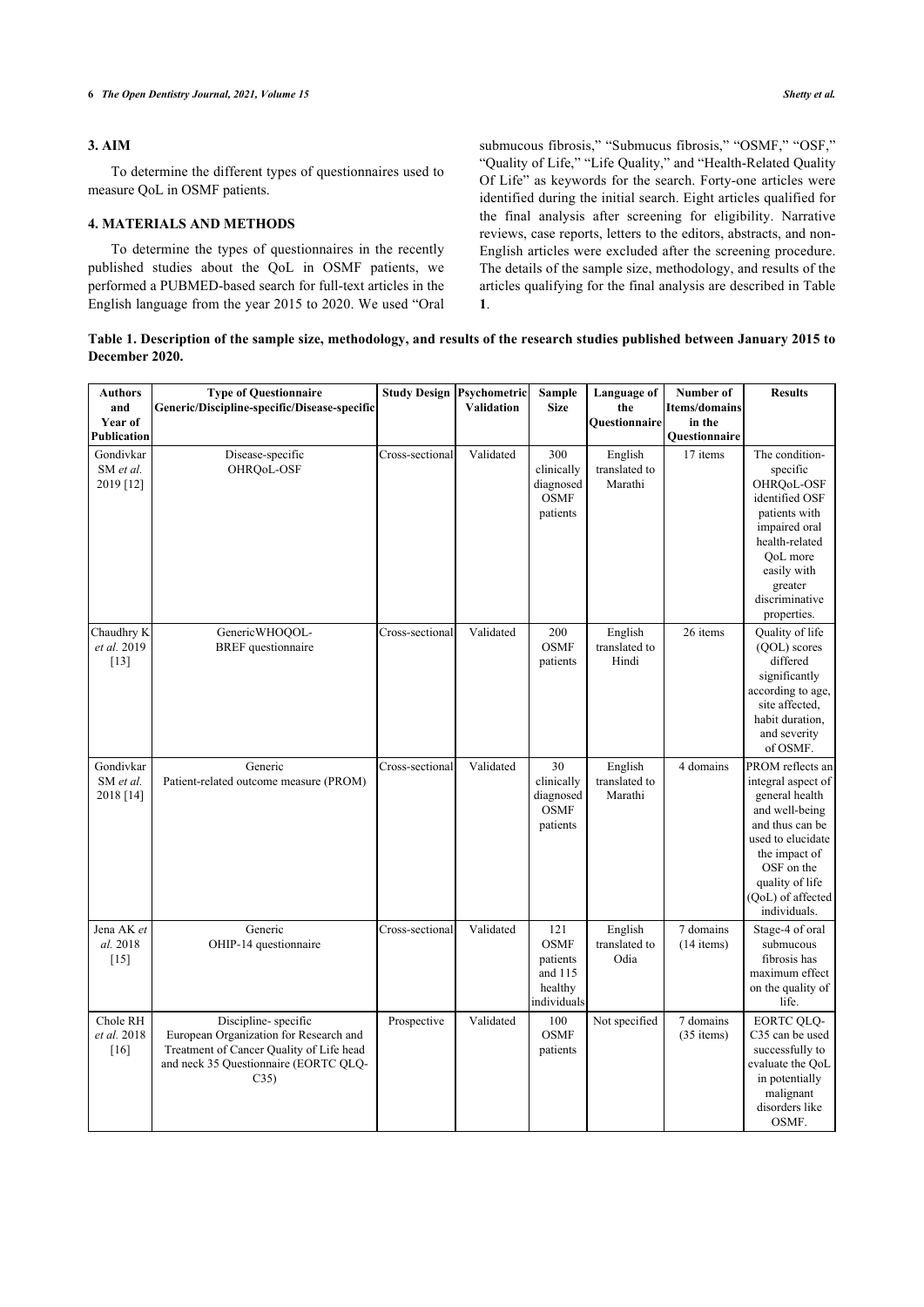## 3. AIM

To determine the different types of questionnaires used to measure QoL in OSMF patients.

## 4. MATERIALS AND METHODS

To determine the types of questionnaires in the recently published studies about the QoL in OSMF patients, we performed a PUBMED-based search for full-text articles in the English language from the year 2015 to 2020. We used "Oral submucous fibrosis," "Submucus fibrosis," "OSMF," "OSF," "Quality of Life," "Life Quality," and "Health-Related Quality Of Life" as keywords for the search. Forty-one articles were identified during the initial search. Eight articles qualified for the final analysis after screening for eligibility. Narrative reviews, case reports, letters to the editors, abstracts, and non-English articles were excluded after the screening procedure. The details of the sample size, methodology, and results of the articles qualifying for the final analysis are described in Table **1**.

**Table 1. Description of the sample size, methodology, and results of the research studies published between January 2015 to December 2020.**

| Authors and Year of Publication | Type of Questionnaire Generic/Discipline-specific/Disease-specific | Study Design | Psychometric Validation | Sample Size | Language of the Questionnaire | Number of Items/domains in the Questionnaire | Results |
|---|---|---|---|---|---|---|---|
| Gondivkar SM *et al.* 2019 [12] | Disease-specific OHRQoL-OSF | Cross-sectional | Validated | 300 clinically diagnosed OSMF patients | English translated to Marathi | 17 items | The condition-specific OHRQoL-OSF identified OSF patients with impaired oral health-related QoL more easily with greater discriminative properties. |
| Chaudhry K *et al.* 2019 [13] | GenericWHOQOL-BREF questionnaire | Cross-sectional | Validated | 200 OSMF patients | English translated to Hindi | 26 items | Quality of life (QOL) scores differed significantly according to age, site affected, habit duration, and severity of OSMF. |
| Gondivkar SM *et al.* 2018 [14] | Generic Patient-related outcome measure (PROM) | Cross-sectional | Validated | 30 clinically diagnosed OSMF patients | English translated to Marathi | 4 domains | PROM reflects an integral aspect of general health and well-being and thus can be used to elucidate the impact of OSF on the quality of life (QoL) of affected individuals. |
| Jena AK *et al.* 2018 [15] | Generic OHIP-14 questionnaire | Cross-sectional | Validated | 121 OSMF patients and 115 healthy individuals | English translated to Odia | 7 domains (14 items) | Stage-4 of oral submucous fibrosis has maximum effect on the quality of life. |
| Chole RH *et al.* 2018 [16] | Discipline- specific European Organization for Research and Treatment of Cancer Quality of Life head and neck 35 Questionnaire (EORTC QLQ-C35) | Prospective | Validated | 100 OSMF patients | Not specified | 7 domains (35 items) | EORTC QLQ-C35 can be used successfully to evaluate the QoL in potentially malignant disorders like OSMF. |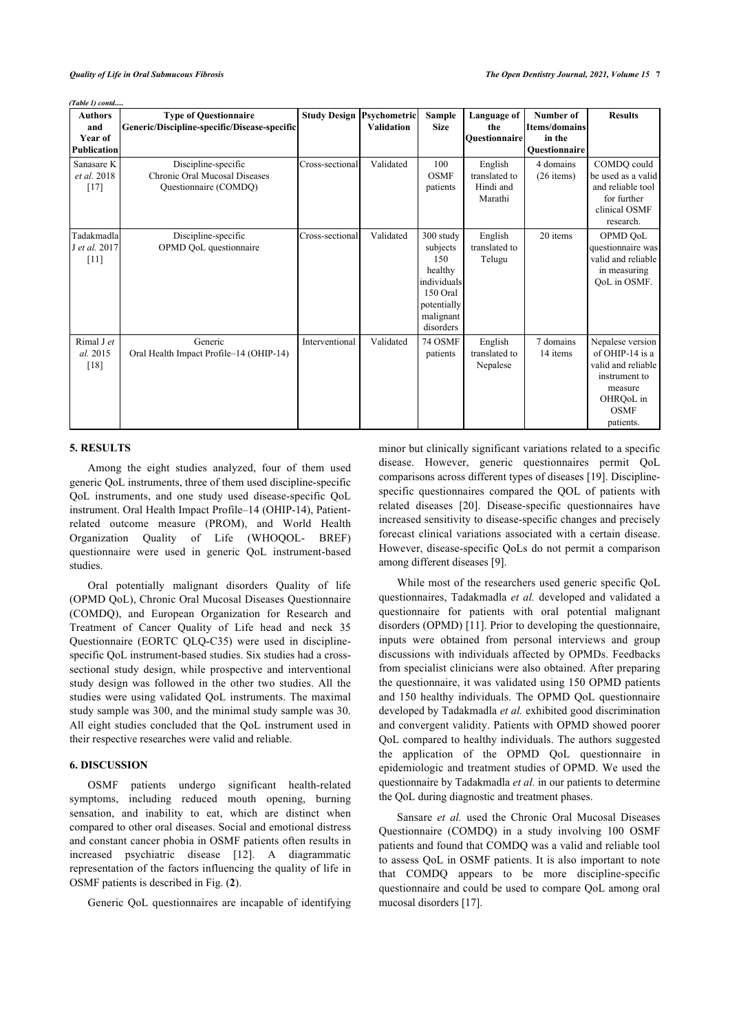*(Table 1) contd.....*

| Authors and Year of Publication | Type of Questionnaire Generic/Discipline-specific/Disease-specific | Study Design | Psychometric Validation | Sample Size | Language of the Questionnaire | Number of Items/domains in the Questionnaire | Results |
|---|---|---|---|---|---|---|---|
| Sanasare K *et al.* 2018 [17] | Discipline-specific Chronic Oral Mucosal Diseases Questionnaire (COMDQ) | Cross-sectional | Validated | 100 OSMF patients | English translated to Hindi and Marathi | 4 domains (26 items) | COMDQ could be used as a valid and reliable tool for further clinical OSMF research. |
| Tadakmadla J *et al.* 2017 [11] | Discipline-specific OPMD QoL questionnaire | Cross-sectional | Validated | 300 study subjects 150 healthy individuals 150 Oral potentially malignant disorders | English translated to Telugu | 20 items | OPMD QoL questionnaire was valid and reliable in measuring QoL in OSMF. |
| Rimal J *et al.* 2015 [18] | Generic Oral Health Impact Profile–14 (OHIP-14) | Interventional | Validated | 74 OSMF patients | English translated to Nepalese | 7 domains 14 items | Nepalese version of OHIP-14 is a valid and reliable instrument to measure OHRQoL in OSMF patients. |

## 5. RESULTS

Among the eight studies analyzed, four of them used generic QoL instruments, three of them used discipline-specific QoL instruments, and one study used disease-specific QoL instrument. Oral Health Impact Profile–14 (OHIP-14), Patient-related outcome measure (PROM), and World Health Organization Quality of Life (WHOQOL- BREF) questionnaire were used in generic QoL instrument-based studies.

Oral potentially malignant disorders Quality of life (OPMD QoL), Chronic Oral Mucosal Diseases Questionnaire (COMDQ), and European Organization for Research and Treatment of Cancer Quality of Life head and neck 35 Questionnaire (EORTC QLQ-C35) were used in discipline-specific QoL instrument-based studies. Six studies had a cross-sectional study design, while prospective and interventional study design was followed in the other two studies. All the studies were using validated QoL instruments. The maximal study sample was 300, and the minimal study sample was 30. All eight studies concluded that the QoL instrument used in their respective researches were valid and reliable.

## 6. DISCUSSION

OSMF patients undergo significant health-related symptoms, including reduced mouth opening, burning sensation, and inability to eat, which are distinct when compared to other oral diseases. Social and emotional distress and constant cancer phobia in OSMF patients often results in increased psychiatric disease [12]. A diagrammatic representation of the factors influencing the quality of life in OSMF patients is described in Fig. (**2**).

Generic QoL questionnaires are incapable of identifying minor but clinically significant variations related to a specific disease. However, generic questionnaires permit QoL comparisons across different types of diseases [19]. Discipline-specific questionnaires compared the QOL of patients with related diseases [20]. Disease-specific questionnaires have increased sensitivity to disease-specific changes and precisely forecast clinical variations associated with a certain disease. However, disease-specific QoLs do not permit a comparison among different diseases [9].

While most of the researchers used generic specific QoL questionnaires, Tadakmadla *et al.* developed and validated a questionnaire for patients with oral potential malignant disorders (OPMD) [11]. Prior to developing the questionnaire, inputs were obtained from personal interviews and group discussions with individuals affected by OPMDs. Feedbacks from specialist clinicians were also obtained. After preparing the questionnaire, it was validated using 150 OPMD patients and 150 healthy individuals. The OPMD QoL questionnaire developed by Tadakmadla *et al.* exhibited good discrimination and convergent validity. Patients with OPMD showed poorer QoL compared to healthy individuals. The authors suggested the application of the OPMD QoL questionnaire in epidemiologic and treatment studies of OPMD. We used the questionnaire by Tadakmadla *et al.* in our patients to determine the QoL during diagnostic and treatment phases.

Sansare *et al.* used the Chronic Oral Mucosal Diseases Questionnaire (COMDQ) in a study involving 100 OSMF patients and found that COMDQ was a valid and reliable tool to assess QoL in OSMF patients. It is also important to note that COMDQ appears to be more discipline-specific questionnaire and could be used to compare QoL among oral mucosal disorders [17].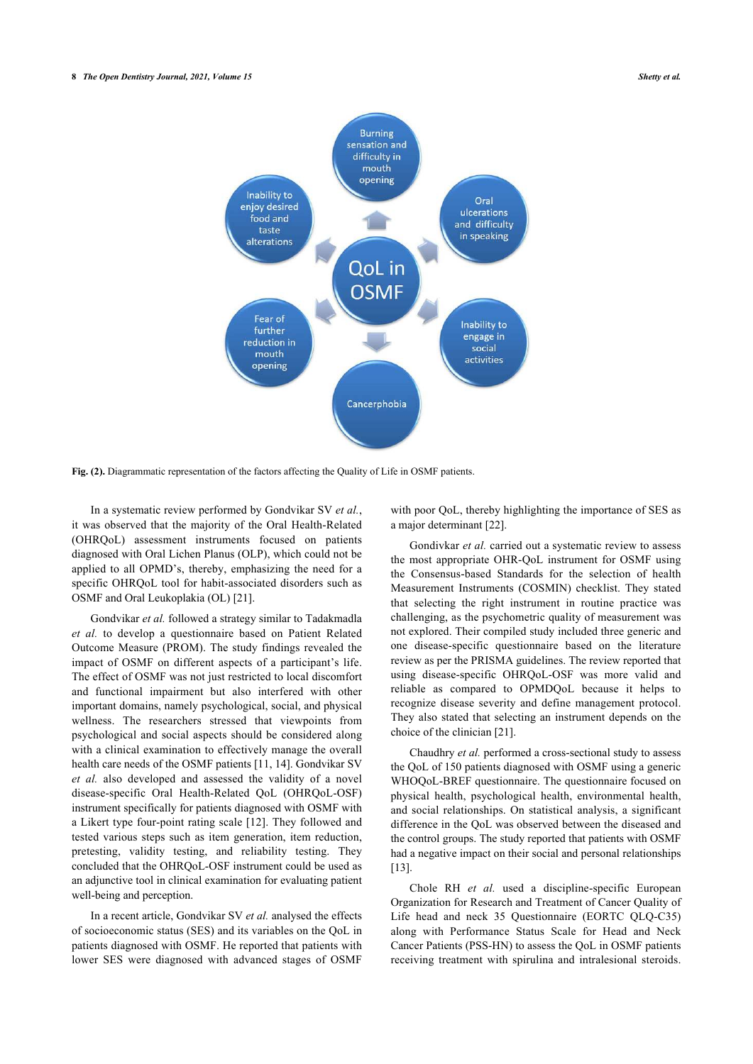**Fig. (2).** Diagrammatic representation of the factors affecting the Quality of Life in OSMF patients.

In a systematic review performed by Gondvikar SV *et al.*, it was observed that the majority of the Oral Health-Related (OHRQoL) assessment instruments focused on patients diagnosed with Oral Lichen Planus (OLP), which could not be applied to all OPMD's, thereby, emphasizing the need for a specific OHRQoL tool for habit-associated disorders such as OSMF and Oral Leukoplakia (OL) [21].

Gondvikar *et al.* followed a strategy similar to Tadakmadla *et al.* to develop a questionnaire based on Patient Related Outcome Measure (PROM). The study findings revealed the impact of OSMF on different aspects of a participant's life. The effect of OSMF was not just restricted to local discomfort and functional impairment but also interfered with other important domains, namely psychological, social, and physical wellness. The researchers stressed that viewpoints from psychological and social aspects should be considered along with a clinical examination to effectively manage the overall health care needs of the OSMF patients [11, 14]. Gondvikar SV *et al.* also developed and assessed the validity of a novel disease-specific Oral Health-Related QoL (OHRQoL-OSF) instrument specifically for patients diagnosed with OSMF with a Likert type four-point rating scale [12]. They followed and tested various steps such as item generation, item reduction, pretesting, validity testing, and reliability testing. They concluded that the OHRQoL-OSF instrument could be used as an adjunctive tool in clinical examination for evaluating patient well-being and perception.

In a recent article, Gondvikar SV *et al.* analysed the effects of socioeconomic status (SES) and its variables on the QoL in patients diagnosed with OSMF. He reported that patients with lower SES were diagnosed with advanced stages of OSMF with poor QoL, thereby highlighting the importance of SES as a major determinant [22].

Gondivkar *et al.* carried out a systematic review to assess the most appropriate OHR-QoL instrument for OSMF using the Consensus-based Standards for the selection of health Measurement Instruments (COSMIN) checklist. They stated that selecting the right instrument in routine practice was challenging, as the psychometric quality of measurement was not explored. Their compiled study included three generic and one disease-specific questionnaire based on the literature review as per the PRISMA guidelines. The review reported that using disease-specific OHRQoL-OSF was more valid and reliable as compared to OPMDQoL because it helps to recognize disease severity and define management protocol. They also stated that selecting an instrument depends on the choice of the clinician [21].

Chaudhry *et al.* performed a cross-sectional study to assess the QoL of 150 patients diagnosed with OSMF using a generic WHOQoL-BREF questionnaire. The questionnaire focused on physical health, psychological health, environmental health, and social relationships. On statistical analysis, a significant difference in the QoL was observed between the diseased and the control groups. The study reported that patients with OSMF had a negative impact on their social and personal relationships [13].

Chole RH *et al.* used a discipline-specific European Organization for Research and Treatment of Cancer Quality of Life head and neck 35 Questionnaire (EORTC QLQ-C35) along with Performance Status Scale for Head and Neck Cancer Patients (PSS-HN) to assess the QoL in OSMF patients receiving treatment with spirulina and intralesional steroids.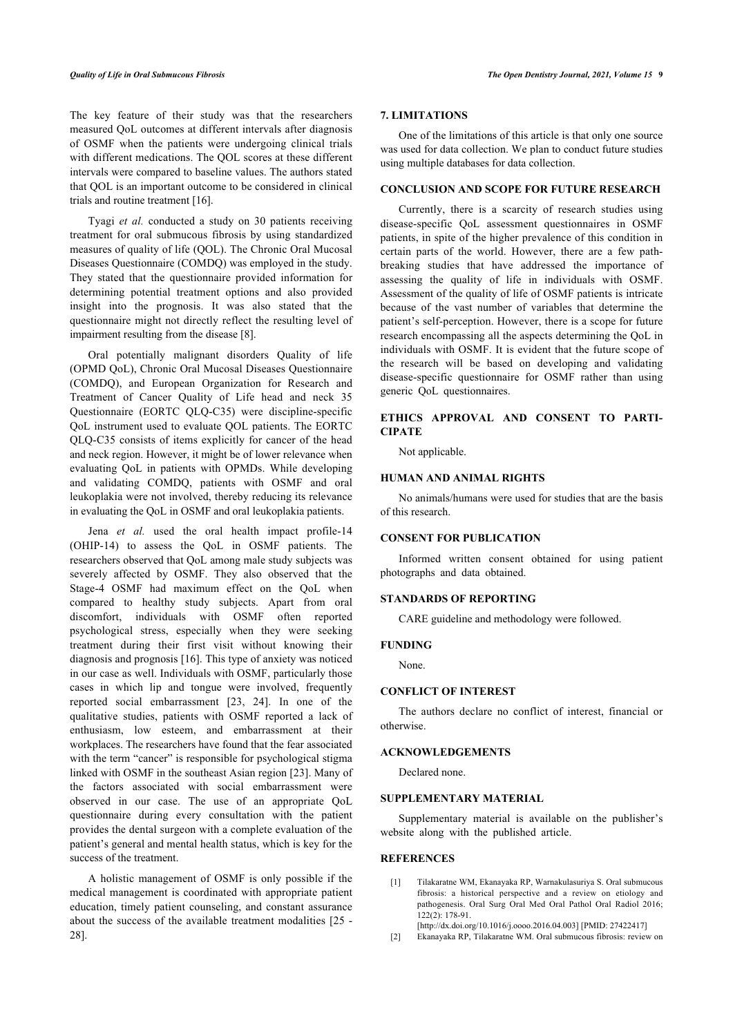The key feature of their study was that the researchers measured QoL outcomes at different intervals after diagnosis of OSMF when the patients were undergoing clinical trials with different medications. The QOL scores at these different intervals were compared to baseline values. The authors stated that QOL is an important outcome to be considered in clinical trials and routine treatment [16].

Tyagi *et al.* conducted a study on 30 patients receiving treatment for oral submucous fibrosis by using standardized measures of quality of life (QOL). The Chronic Oral Mucosal Diseases Questionnaire (COMDQ) was employed in the study. They stated that the questionnaire provided information for determining potential treatment options and also provided insight into the prognosis. It was also stated that the questionnaire might not directly reflect the resulting level of impairment resulting from the disease [8].

Oral potentially malignant disorders Quality of life (OPMD QoL), Chronic Oral Mucosal Diseases Questionnaire (COMDQ), and European Organization for Research and Treatment of Cancer Quality of Life head and neck 35 Questionnaire (EORTC QLQ-C35) were discipline-specific QoL instrument used to evaluate QOL patients. The EORTC QLQ-C35 consists of items explicitly for cancer of the head and neck region. However, it might be of lower relevance when evaluating QoL in patients with OPMDs. While developing and validating COMDQ, patients with OSMF and oral leukoplakia were not involved, thereby reducing its relevance in evaluating the QoL in OSMF and oral leukoplakia patients.

Jena *et al.* used the oral health impact profile-14 (OHIP-14) to assess the QoL in OSMF patients. The researchers observed that QoL among male study subjects was severely affected by OSMF. They also observed that the Stage-4 OSMF had maximum effect on the QoL when compared to healthy study subjects. Apart from oral discomfort, individuals with OSMF often reported psychological stress, especially when they were seeking treatment during their first visit without knowing their diagnosis and prognosis [16]. This type of anxiety was noticed in our case as well. Individuals with OSMF, particularly those cases in which lip and tongue were involved, frequently reported social embarrassment [23, 24]. In one of the qualitative studies, patients with OSMF reported a lack of enthusiasm, low esteem, and embarrassment at their workplaces. The researchers have found that the fear associated with the term "cancer" is responsible for psychological stigma linked with OSMF in the southeast Asian region [23]. Many of the factors associated with social embarrassment were observed in our case. The use of an appropriate QoL questionnaire during every consultation with the patient provides the dental surgeon with a complete evaluation of the patient's general and mental health status, which is key for the success of the treatment.

A holistic management of OSMF is only possible if the medical management is coordinated with appropriate patient education, timely patient counseling, and constant assurance about the success of the available treatment modalities [25 - 28].

## 7. LIMITATIONS

One of the limitations of this article is that only one source was used for data collection. We plan to conduct future studies using multiple databases for data collection.

## CONCLUSION AND SCOPE FOR FUTURE RESEARCH

Currently, there is a scarcity of research studies using disease-specific QoL assessment questionnaires in OSMF patients, in spite of the higher prevalence of this condition in certain parts of the world. However, there are a few path-breaking studies that have addressed the importance of assessing the quality of life in individuals with OSMF. Assessment of the quality of life of OSMF patients is intricate because of the vast number of variables that determine the patient's self-perception. However, there is a scope for future research encompassing all the aspects determining the QoL in individuals with OSMF. It is evident that the future scope of the research will be based on developing and validating disease-specific questionnaire for OSMF rather than using generic QoL questionnaires.

## ETHICS APPROVAL AND CONSENT TO PARTICIPATE

Not applicable.

## HUMAN AND ANIMAL RIGHTS

No animals/humans were used for studies that are the basis of this research.

## CONSENT FOR PUBLICATION

Informed written consent obtained for using patient photographs and data obtained.

## STANDARDS OF REPORTING

CARE guideline and methodology were followed.

## FUNDING

None.

## CONFLICT OF INTEREST

The authors declare no conflict of interest, financial or otherwise.

## ACKNOWLEDGEMENTS

Declared none.

## SUPPLEMENTARY MATERIAL

Supplementary material is available on the publisher's website along with the published article.

## REFERENCES

[1] Tilakaratne WM, Ekanayaka RP, Warnakulasuriya S. Oral submucous fibrosis: a historical perspective and a review on etiology and pathogenesis. Oral Surg Oral Med Oral Pathol Oral Radiol 2016; 122(2): 178-91. [http://dx.doi.org/10.1016/j.oooo.2016.04.003] [PMID: 27422417]

[2] Ekanayaka RP, Tilakaratne WM. Oral submucous fibrosis: review on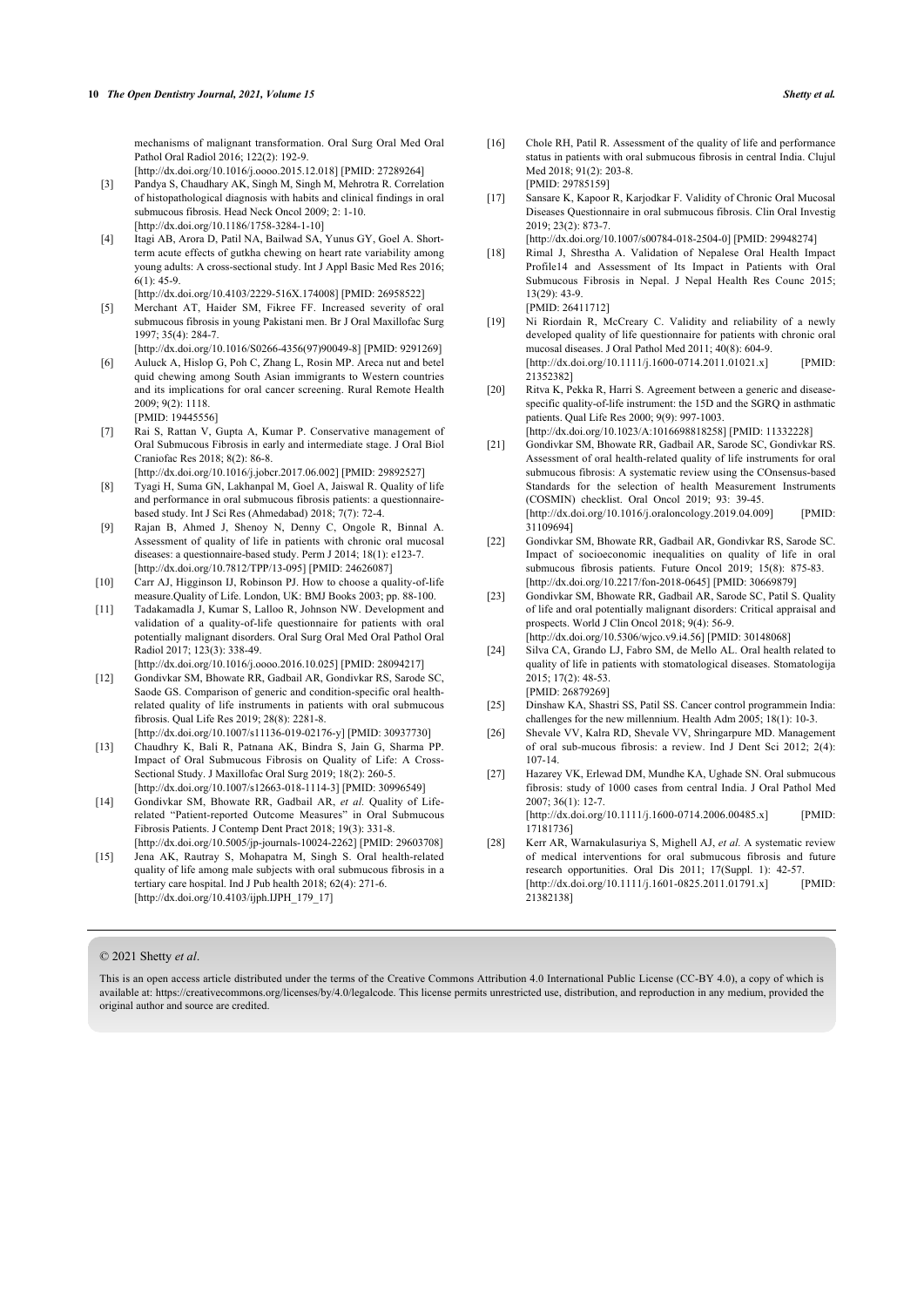mechanisms of malignant transformation. Oral Surg Oral Med Oral Pathol Oral Radiol 2016; 122(2): 192-9.
[http://dx.doi.org/10.1016/j.oooo.2015.12.018] [PMID: 27289264]

[3] Pandya S, Chaudhary AK, Singh M, Singh M, Mehrotra R. Correlation of histopathological diagnosis with habits and clinical findings in oral submucous fibrosis. Head Neck Oncol 2009; 2: 1-10.
[http://dx.doi.org/10.1186/1758-3284-1-10]

[4] Itagi AB, Arora D, Patil NA, Bailwad SA, Yunus GY, Goel A. Short-term acute effects of gutkha chewing on heart rate variability among young adults: A cross-sectional study. Int J Appl Basic Med Res 2016; 6(1): 45-9.
[http://dx.doi.org/10.4103/2229-516X.174008] [PMID: 26958522]

[5] Merchant AT, Haider SM, Fikree FF. Increased severity of oral submucous fibrosis in young Pakistani men. Br J Oral Maxillofac Surg 1997; 35(4): 284-7.
[http://dx.doi.org/10.1016/S0266-4356(97)90049-8] [PMID: 9291269]

[6] Auluck A, Hislop G, Poh C, Zhang L, Rosin MP. Areca nut and betel quid chewing among South Asian immigrants to Western countries and its implications for oral cancer screening. Rural Remote Health 2009; 9(2): 1118.
[PMID: 19445556]

[7] Rai S, Rattan V, Gupta A, Kumar P. Conservative management of Oral Submucous Fibrosis in early and intermediate stage. J Oral Biol Craniofac Res 2018; 8(2): 86-8.
[http://dx.doi.org/10.1016/j.jobcr.2017.06.002] [PMID: 29892527]

[8] Tyagi H, Suma GN, Lakhanpal M, Goel A, Jaiswal R. Quality of life and performance in oral submucous fibrosis patients: a questionnaire-based study. Int J Sci Res (Ahmedabad) 2018; 7(7): 72-4.

[9] Rajan B, Ahmed J, Shenoy N, Denny C, Ongole R, Binnal A. Assessment of quality of life in patients with chronic oral mucosal diseases: a questionnaire-based study. Perm J 2014; 18(1): e123-7.
[http://dx.doi.org/10.7812/TPP/13-095] [PMID: 24626087]

[10] Carr AJ, Higginson IJ, Robinson PJ. How to choose a quality-of-life measure.Quality of Life. London, UK: BMJ Books 2003; pp. 88-100.

[11] Tadakamadla J, Kumar S, Lalloo R, Johnson NW. Development and validation of a quality-of-life questionnaire for patients with oral potentially malignant disorders. Oral Surg Oral Med Oral Pathol Oral Radiol 2017; 123(3): 338-49.
[http://dx.doi.org/10.1016/j.oooo.2016.10.025] [PMID: 28094217]

[12] Gondivkar SM, Bhowate RR, Gadbail AR, Gondivkar RS, Sarode SC, Saode GS. Comparison of generic and condition-specific oral health-related quality of life instruments in patients with oral submucous fibrosis. Qual Life Res 2019; 28(8): 2281-8.
[http://dx.doi.org/10.1007/s11136-019-02176-y] [PMID: 30937730]

[13] Chaudhry K, Bali R, Patnana AK, Bindra S, Jain G, Sharma PP. Impact of Oral Submucous Fibrosis on Quality of Life: A Cross-Sectional Study. J Maxillofac Oral Surg 2019; 18(2): 260-5.
[http://dx.doi.org/10.1007/s12663-018-1114-3] [PMID: 30996549]

[14] Gondivkar SM, Bhowate RR, Gadbail AR, *et al.* Quality of Life-related "Patient-reported Outcome Measures" in Oral Submucous Fibrosis Patients. J Contemp Dent Pract 2018; 19(3): 331-8.
[http://dx.doi.org/10.5005/jp-journals-10024-2262] [PMID: 29603708]

[15] Jena AK, Rautray S, Mohapatra M, Singh S. Oral health-related quality of life among male subjects with oral submucous fibrosis in a tertiary care hospital. Ind J Pub health 2018; 62(4): 271-6.
[http://dx.doi.org/10.4103/ijph.IJPH_179_17]

[16] Chole RH, Patil R. Assessment of the quality of life and performance status in patients with oral submucous fibrosis in central India. Clujul Med 2018; 91(2): 203-8.
[PMID: 29785159]

[17] Sansare K, Kapoor R, Karjodkar F. Validity of Chronic Oral Mucosal Diseases Questionnaire in oral submucous fibrosis. Clin Oral Investig 2019; 23(2): 873-7.
[http://dx.doi.org/10.1007/s00784-018-2504-0] [PMID: 29948274]

[18] Rimal J, Shrestha A. Validation of Nepalese Oral Health Impact Profile14 and Assessment of Its Impact in Patients with Oral Submucous Fibrosis in Nepal. J Nepal Health Res Counc 2015; 13(29): 43-9.
[PMID: 26411712]

[19] Ni Riordain R, McCreary C. Validity and reliability of a newly developed quality of life questionnaire for patients with chronic oral mucosal diseases. J Oral Pathol Med 2011; 40(8): 604-9.
[http://dx.doi.org/10.1111/j.1600-0714.2011.01021.x] [PMID: 21352382]

[20] Ritva K, Pekka R, Harri S. Agreement between a generic and disease-specific quality-of-life instrument: the 15D and the SGRQ in asthmatic patients. Qual Life Res 2000; 9(9): 997-1003.
[http://dx.doi.org/10.1023/A:1016698818258] [PMID: 11332228]

[21] Gondivkar SM, Bhowate RR, Gadbail AR, Sarode SC, Gondivkar RS. Assessment of oral health-related quality of life instruments for oral submucous fibrosis: A systematic review using the COnsensus-based Standards for the selection of health Measurement Instruments (COSMIN) checklist. Oral Oncol 2019; 93: 39-45.
[http://dx.doi.org/10.1016/j.oraloncology.2019.04.009] [PMID: 31109694]

[22] Gondivkar SM, Bhowate RR, Gadbail AR, Gondivkar RS, Sarode SC. Impact of socioeconomic inequalities on quality of life in oral submucous fibrosis patients. Future Oncol 2019; 15(8): 875-83.
[http://dx.doi.org/10.2217/fon-2018-0645] [PMID: 30669879]

[23] Gondivkar SM, Bhowate RR, Gadbail AR, Sarode SC, Patil S. Quality of life and oral potentially malignant disorders: Critical appraisal and prospects. World J Clin Oncol 2018; 9(4): 56-9.
[http://dx.doi.org/10.5306/wjco.v9.i4.56] [PMID: 30148068]

[24] Silva CA, Grando LJ, Fabro SM, de Mello AL. Oral health related to quality of life in patients with stomatological diseases. Stomatologija 2015; 17(2): 48-53.
[PMID: 26879269]

[25] Dinshaw KA, Shastri SS, Patil SS. Cancer control programmein India: challenges for the new millennium. Health Adm 2005; 18(1): 10-3.

[26] Shevale VV, Kalra RD, Shevale VV, Shringarpure MD. Management of oral sub-mucous fibrosis: a review. Ind J Dent Sci 2012; 2(4): 107-14.

[27] Hazarey VK, Erlewad DM, Mundhe KA, Ughade SN. Oral submucous fibrosis: study of 1000 cases from central India. J Oral Pathol Med 2007; 36(1): 12-7.
[http://dx.doi.org/10.1111/j.1600-0714.2006.00485.x] [PMID: 17181736]

[28] Kerr AR, Warnakulasuriya S, Mighell AJ, *et al.* A systematic review of medical interventions for oral submucous fibrosis and future research opportunities. Oral Dis 2011; 17(Suppl. 1): 42-57.
[http://dx.doi.org/10.1111/j.1601-0825.2011.01791.x] [PMID: 21382138]

© 2021 Shetty *et al*.

This is an open access article distributed under the terms of the Creative Commons Attribution 4.0 International Public License (CC-BY 4.0), a copy of which is available at: https://creativecommons.org/licenses/by/4.0/legalcode. This license permits unrestricted use, distribution, and reproduction in any medium, provided the original author and source are credited.